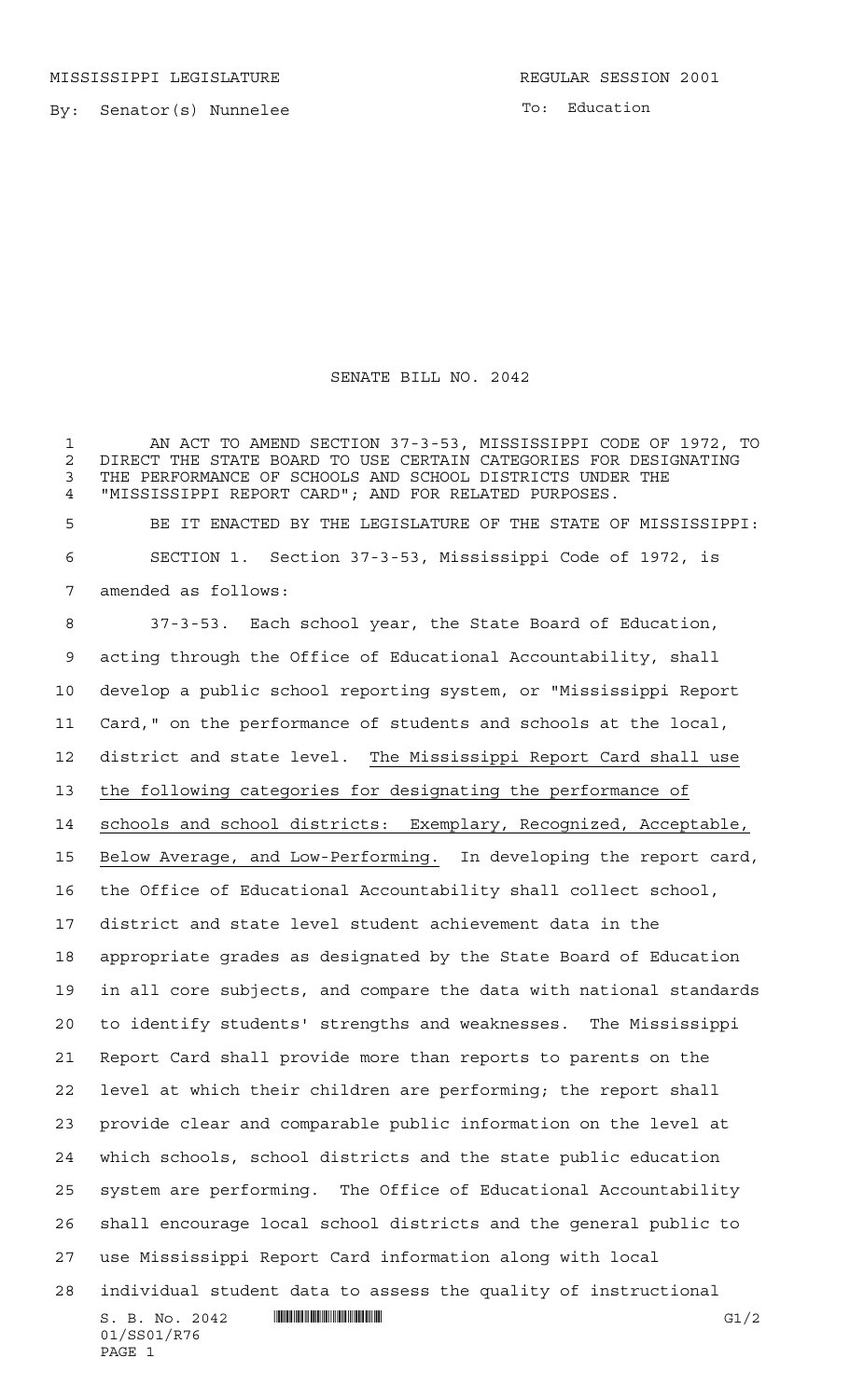MISSISSIPPI LEGISLATURE REGULAR SESSION 2001

By: Senator(s) Nunnelee

To: Education

# SENATE BILL NO. 2042

AN ACT TO AMEND SECTION 37-3-53, MISSISSIPPI CODE OF 1972, TO DIRECT THE STATE BOARD TO USE CERTAIN CATEGORIES FOR DESIGNATING THE PERFORMANCE OF SCHOOLS AND SCHOOL DISTRICTS UNDER THE "MISSISSIPPI REPORT CARD"; AND FOR RELATED PURPOSES.

BE IT ENACTED BY THE LEGISLATURE OF THE STATE OF MISSISSIPPI:

SECTION 1. Section 37-3-53, Mississippi Code of 1972, is amended as follows:

37-3-53. Each school year, the State Board of Education, acting through the Office of Educational Accountability, shall develop a public school reporting system, or "Mississippi Report Card," on the performance of students and schools at the local, district and state level. The Mississippi Report Card shall use the following categories for designating the performance of schools and school districts: Exemplary, Recognized, Acceptable, Below Average, and Low-Performing. In developing the report card, the Office of Educational Accountability shall collect school, district and state level student achievement data in the appropriate grades as designated by the State Board of Education in all core subjects, and compare the data with national standards to identify students' strengths and weaknesses. The Mississippi Report Card shall provide more than reports to parents on the level at which their children are performing; the report shall provide clear and comparable public information on the level at which schools, school districts and the state public education system are performing. The Office of Educational Accountability shall encourage local school districts and the general public to use Mississippi Report Card information along with local individual student data to assess the quality of instructional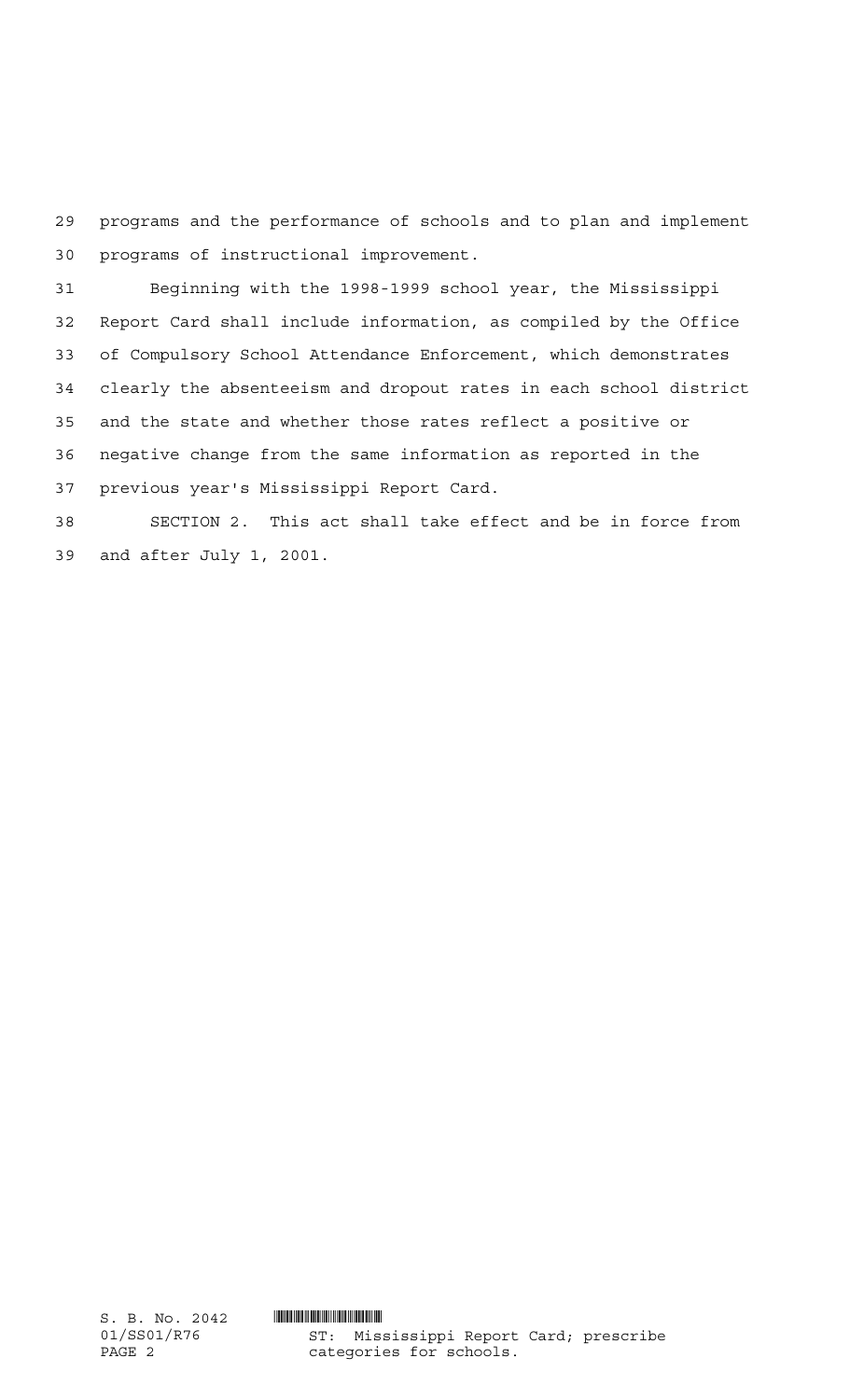programs and the performance of schools and to plan and implement programs of instructional improvement.

Beginning with the 1998-1999 school year, the Mississippi Report Card shall include information, as compiled by the Office of Compulsory School Attendance Enforcement, which demonstrates clearly the absenteeism and dropout rates in each school district and the state and whether those rates reflect a positive or negative change from the same information as reported in the previous year's Mississippi Report Card.

SECTION 2. This act shall take effect and be in force from and after July 1, 2001.